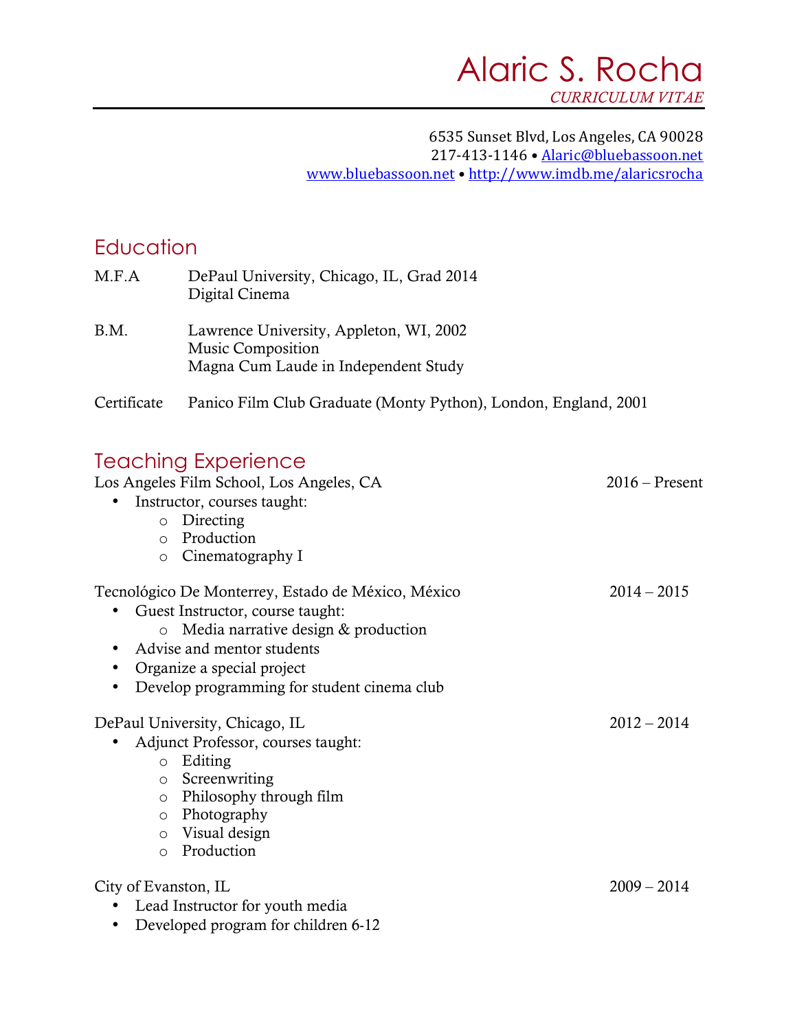# Alaric S. Rocha

*CURRICULUM VITAE*

6535 Sunset Blvd, Los Angeles, CA 90028
217-413-1146 • Alaric@bluebassoon.net
www.bluebassoon.net • http://www.imdb.me/alaricsrocha

## Education

M.F.A — DePaul University, Chicago, IL, Grad 2014
Digital Cinema

B.M. — Lawrence University, Appleton, WI, 2002
Music Composition
Magna Cum Laude in Independent Study

Certificate — Panico Film Club Graduate (Monty Python), London, England, 2001

## Teaching Experience

Los Angeles Film School, Los Angeles, CA — 2016 – Present

- Instructor, courses taught:
  - Directing
  - Production
  - Cinematography I

Tecnológico De Monterrey, Estado de México, México — 2014 – 2015

- Guest Instructor, course taught:
  - Media narrative design & production
- Advise and mentor students
- Organize a special project
- Develop programming for student cinema club

DePaul University, Chicago, IL — 2012 – 2014

- Adjunct Professor, courses taught:
  - Editing
  - Screenwriting
  - Philosophy through film
  - Photography
  - Visual design
  - Production

City of Evanston, IL — 2009 – 2014

- Lead Instructor for youth media
- Developed program for children 6-12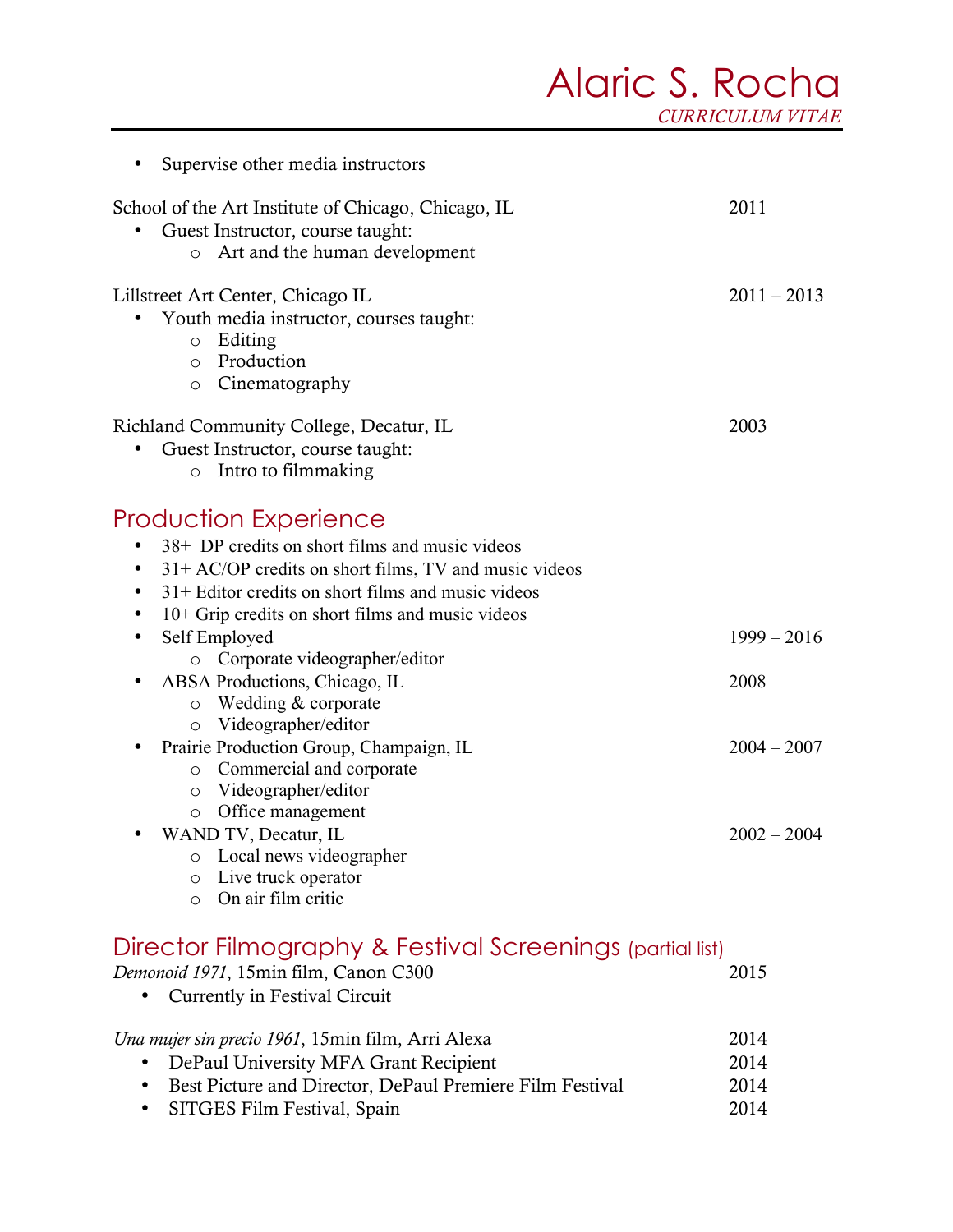- Supervise other media instructors

School of the Art Institute of Chicago, Chicago, IL — 2011

- Guest Instructor, course taught:
  - Art and the human development

Lillstreet Art Center, Chicago IL — 2011 – 2013

- Youth media instructor, courses taught:
  - Editing
  - Production
  - Cinematography

Richland Community College, Decatur, IL — 2003

- Guest Instructor, course taught:
  - Intro to filmmaking

## Production Experience

- 38+ DP credits on short films and music videos
- 31+ AC/OP credits on short films, TV and music videos
- 31+ Editor credits on short films and music videos
- 10+ Grip credits on short films and music videos
- Self Employed — 1999 – 2016
  - Corporate videographer/editor
- ABSA Productions, Chicago, IL — 2008
  - Wedding & corporate
  - Videographer/editor
- Prairie Production Group, Champaign, IL — 2004 – 2007
  - Commercial and corporate
  - Videographer/editor
  - Office management
- WAND TV, Decatur, IL — 2002 – 2004
  - Local news videographer
  - Live truck operator
  - On air film critic

## Director Filmography & Festival Screenings (partial list)

*Demonoid 1971*, 15min film, Canon C300 — 2015

- Currently in Festival Circuit

*Una mujer sin precio 1961*, 15min film, Arri Alexa — 2014

- DePaul University MFA Grant Recipient — 2014
- Best Picture and Director, DePaul Premiere Film Festival — 2014
- SITGES Film Festival, Spain — 2014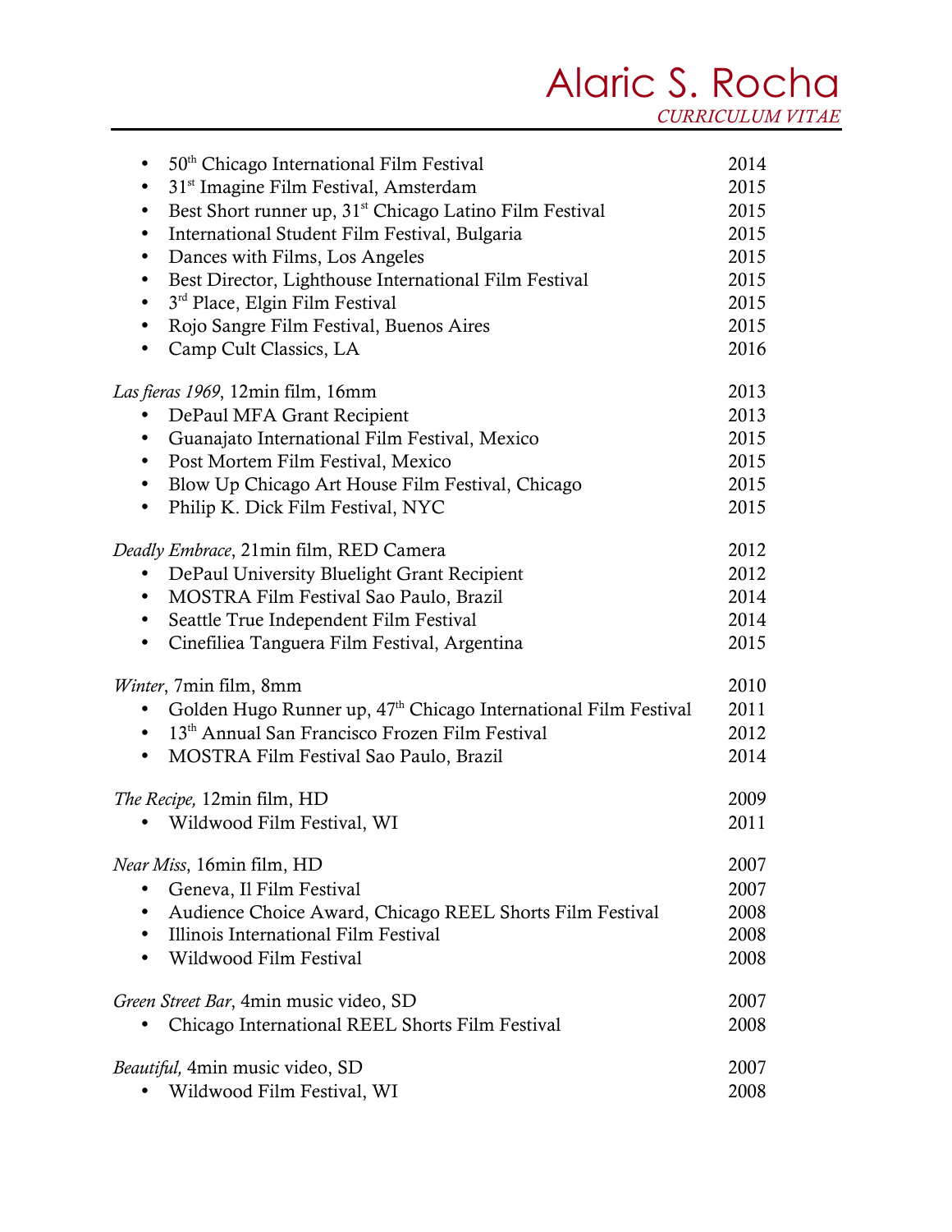- 50th Chicago International Film Festival 2014
- 31st Imagine Film Festival, Amsterdam 2015
- Best Short runner up, 31st Chicago Latino Film Festival 2015
- International Student Film Festival, Bulgaria 2015
- Dances with Films, Los Angeles 2015
- Best Director, Lighthouse International Film Festival 2015
- 3rd Place, Elgin Film Festival 2015
- Rojo Sangre Film Festival, Buenos Aires 2015
- Camp Cult Classics, LA 2016

*Las fieras 1969*, 12min film, 16mm 2013

- DePaul MFA Grant Recipient 2013
- Guanajato International Film Festival, Mexico 2015
- Post Mortem Film Festival, Mexico 2015
- Blow Up Chicago Art House Film Festival, Chicago 2015
- Philip K. Dick Film Festival, NYC 2015

*Deadly Embrace*, 21min film, RED Camera 2012

- DePaul University Bluelight Grant Recipient 2012
- MOSTRA Film Festival Sao Paulo, Brazil 2014
- Seattle True Independent Film Festival 2014
- Cinefiliea Tanguera Film Festival, Argentina 2015

*Winter*, 7min film, 8mm 2010

- Golden Hugo Runner up, 47th Chicago International Film Festival 2011
- 13th Annual San Francisco Frozen Film Festival 2012
- MOSTRA Film Festival Sao Paulo, Brazil 2014

*The Recipe,* 12min film, HD 2009

- Wildwood Film Festival, WI 2011

*Near Miss*, 16min film, HD 2007

- Geneva, Il Film Festival 2007
- Audience Choice Award, Chicago REEL Shorts Film Festival 2008
- Illinois International Film Festival 2008
- Wildwood Film Festival 2008

*Green Street Bar*, 4min music video, SD 2007

- Chicago International REEL Shorts Film Festival 2008

*Beautiful,* 4min music video, SD 2007

- Wildwood Film Festival, WI 2008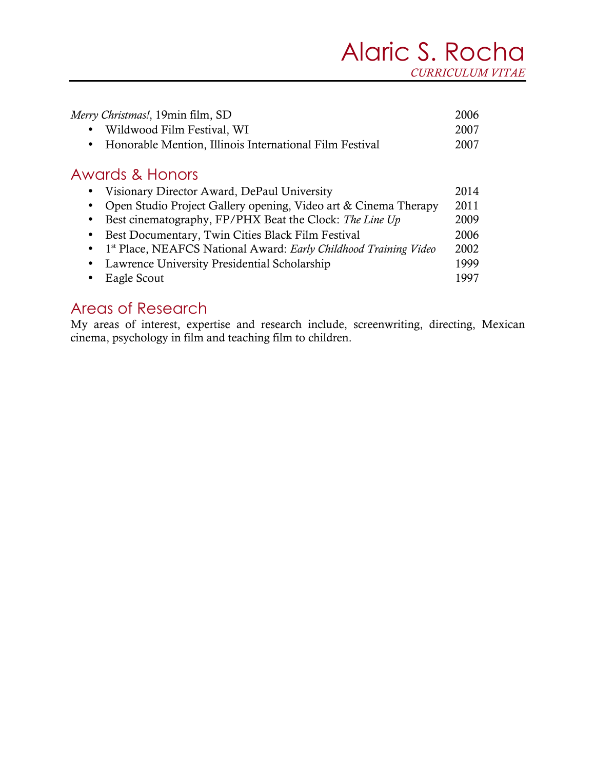*Merry Christmas!*, 19min film, SD 2006

- Wildwood Film Festival, WI 2007
- Honorable Mention, Illinois International Film Festival 2007

## Awards & Honors

- Visionary Director Award, DePaul University 2014
- Open Studio Project Gallery opening, Video art & Cinema Therapy 2011
- Best cinematography, FP/PHX Beat the Clock: *The Line Up* 2009
- Best Documentary, Twin Cities Black Film Festival 2006
- 1st Place, NEAFCS National Award: *Early Childhood Training Video* 2002
- Lawrence University Presidential Scholarship 1999
- Eagle Scout 1997

## Areas of Research

My areas of interest, expertise and research include, screenwriting, directing, Mexican cinema, psychology in film and teaching film to children.